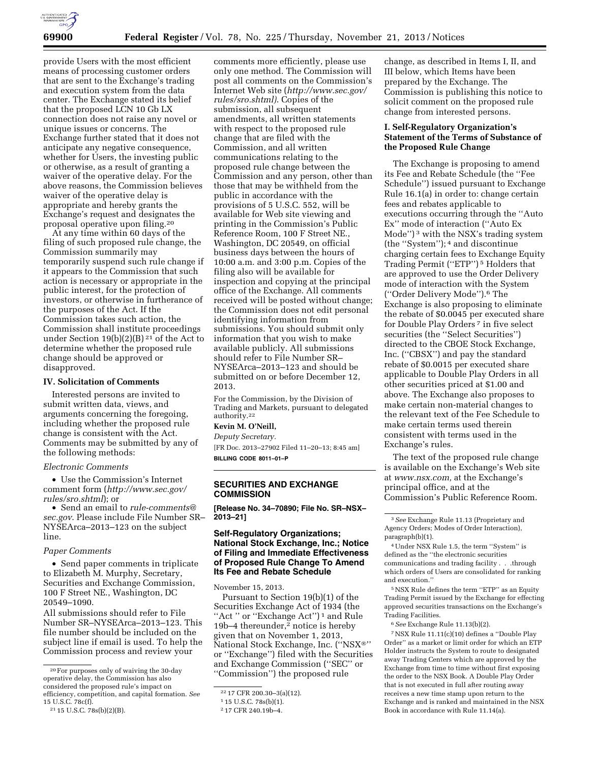provide Users with the most efficient means of processing customer orders that are sent to the Exchange's trading and execution system from the data center. The Exchange stated its belief that the proposed LCN 10 Gb LX connection does not raise any novel or unique issues or concerns. The Exchange further stated that it does not anticipate any negative consequence, whether for Users, the investing public or otherwise, as a result of granting a waiver of the operative delay. For the above reasons, the Commission believes waiver of the operative delay is appropriate and hereby grants the Exchange's request and designates the proposal operative upon filing.[20]

At any time within 60 days of the filing of such proposed rule change, the Commission summarily may temporarily suspend such rule change if it appears to the Commission that such action is necessary or appropriate in the public interest, for the protection of investors, or otherwise in furtherance of the purposes of the Act. If the Commission takes such action, the Commission shall institute proceedings under Section 19(b)(2)(B)[21] of the Act to determine whether the proposed rule change should be approved or disapproved.

### IV. Solicitation of Comments

Interested persons are invited to submit written data, views, and arguments concerning the foregoing, including whether the proposed rule change is consistent with the Act. Comments may be submitted by any of the following methods:

*Electronic Comments*

- Use the Commission's Internet comment form (*http://www.sec.gov/rules/sro.shtml*); or
- Send an email to *rule-comments@sec.gov*. Please include File Number SR–NYSEArca–2013–123 on the subject line.

*Paper Comments*

- Send paper comments in triplicate to Elizabeth M. Murphy, Secretary, Securities and Exchange Commission, 100 F Street NE., Washington, DC 20549–1090.

All submissions should refer to File Number SR–NYSEArca–2013–123. This file number should be included on the subject line if email is used. To help the Commission process and review your comments more efficiently, please use only one method. The Commission will post all comments on the Commission's Internet Web site (*http://www.sec.gov/rules/sro.shtml*). Copies of the submission, all subsequent amendments, all written statements with respect to the proposed rule change that are filed with the Commission, and all written communications relating to the proposed rule change between the Commission and any person, other than those that may be withheld from the public in accordance with the provisions of 5 U.S.C. 552, will be available for Web site viewing and printing in the Commission's Public Reference Room, 100 F Street NE., Washington, DC 20549, on official business days between the hours of 10:00 a.m. and 3:00 p.m. Copies of the filing also will be available for inspection and copying at the principal office of the Exchange. All comments received will be posted without change; the Commission does not edit personal identifying information from submissions. You should submit only information that you wish to make available publicly. All submissions should refer to File Number SR–NYSEArca–2013–123 and should be submitted on or before December 12, 2013.

For the Commission, by the Division of Trading and Markets, pursuant to delegated authority.[22]

**Kevin M. O'Neill,**

*Deputy Secretary.*

[FR Doc. 2013–27902 Filed 11–20–13; 8:45 am]

**BILLING CODE 8011–01–P**

---

## SECURITIES AND EXCHANGE COMMISSION

**[Release No. 34–70890; File No. SR–NSX–2013–21]**

### Self-Regulatory Organizations; National Stock Exchange, Inc.; Notice of Filing and Immediate Effectiveness of Proposed Rule Change To Amend Its Fee and Rebate Schedule

November 15, 2013.

Pursuant to Section 19(b)(1) of the Securities Exchange Act of 1934 (the "Act" or "Exchange Act")[1] and Rule 19b–4 thereunder,[2] notice is hereby given that on November 1, 2013, National Stock Exchange, Inc. ("NSX®" or "Exchange") filed with the Securities and Exchange Commission ("SEC" or "Commission") the proposed rule change, as described in Items I, II, and III below, which Items have been prepared by the Exchange. The Commission is publishing this notice to solicit comment on the proposed rule change from interested persons.

### I. Self-Regulatory Organization's Statement of the Terms of Substance of the Proposed Rule Change

The Exchange is proposing to amend its Fee and Rebate Schedule (the "Fee Schedule") issued pursuant to Exchange Rule 16.1(a) in order to: change certain fees and rebates applicable to executions occurring through the "Auto Ex" mode of interaction ("Auto Ex Mode")[3] with the NSX's trading system (the "System");[4] and discontinue charging certain fees to Exchange Equity Trading Permit ("ETP")[5] Holders that are approved to use the Order Delivery mode of interaction with the System ("Order Delivery Mode").[6] The Exchange is also proposing to eliminate the rebate of $0.0045 per executed share for Double Play Orders[7] in five select securities (the "Select Securities") directed to the CBOE Stock Exchange, Inc. ("CBSX") and pay the standard rebate of $0.0015 per executed share applicable to Double Play Orders in all other securities priced at $1.00 and above. The Exchange also proposes to make certain non-material changes to the relevant text of the Fee Schedule to make certain terms used therein consistent with terms used in the Exchange's rules.

The text of the proposed rule change is available on the Exchange's Web site at *www.nsx.com,* at the Exchange's principal office, and at the Commission's Public Reference Room.

---

[20] For purposes only of waiving the 30-day operative delay, the Commission has also considered the proposed rule's impact on efficiency, competition, and capital formation. *See* 15 U.S.C. 78c(f).

[21] 15 U.S.C. 78s(b)(2)(B).

[22] 17 CFR 200.30–3(a)(12).

[1] 15 U.S.C. 78s(b)(1).

[2] 17 CFR 240.19b–4.

[3] *See* Exchange Rule 11.13 (Proprietary and Agency Orders; Modes of Order Interaction), paragraph(b)(1).

[4] Under NSX Rule 1.5, the term "System" is defined as the "the electronic securities communications and trading facility . . .through which orders of Users are consolidated for ranking and execution."

[5] NSX Rule defines the term "ETP" as an Equity Trading Permit issued by the Exchange for effecting approved securities transactions on the Exchange's Trading Facilities.

[6] *See* Exchange Rule 11.13(b)(2).

[7] NSX Rule 11.11(c)(10) defines a "Double Play Order" as a market or limit order for which an ETP Holder instructs the System to route to designated away Trading Centers which are approved by the Exchange from time to time without first exposing the order to the NSX Book. A Double Play Order that is not executed in full after routing away receives a new time stamp upon return to the Exchange and is ranked and maintained in the NSX Book in accordance with Rule 11.14(a).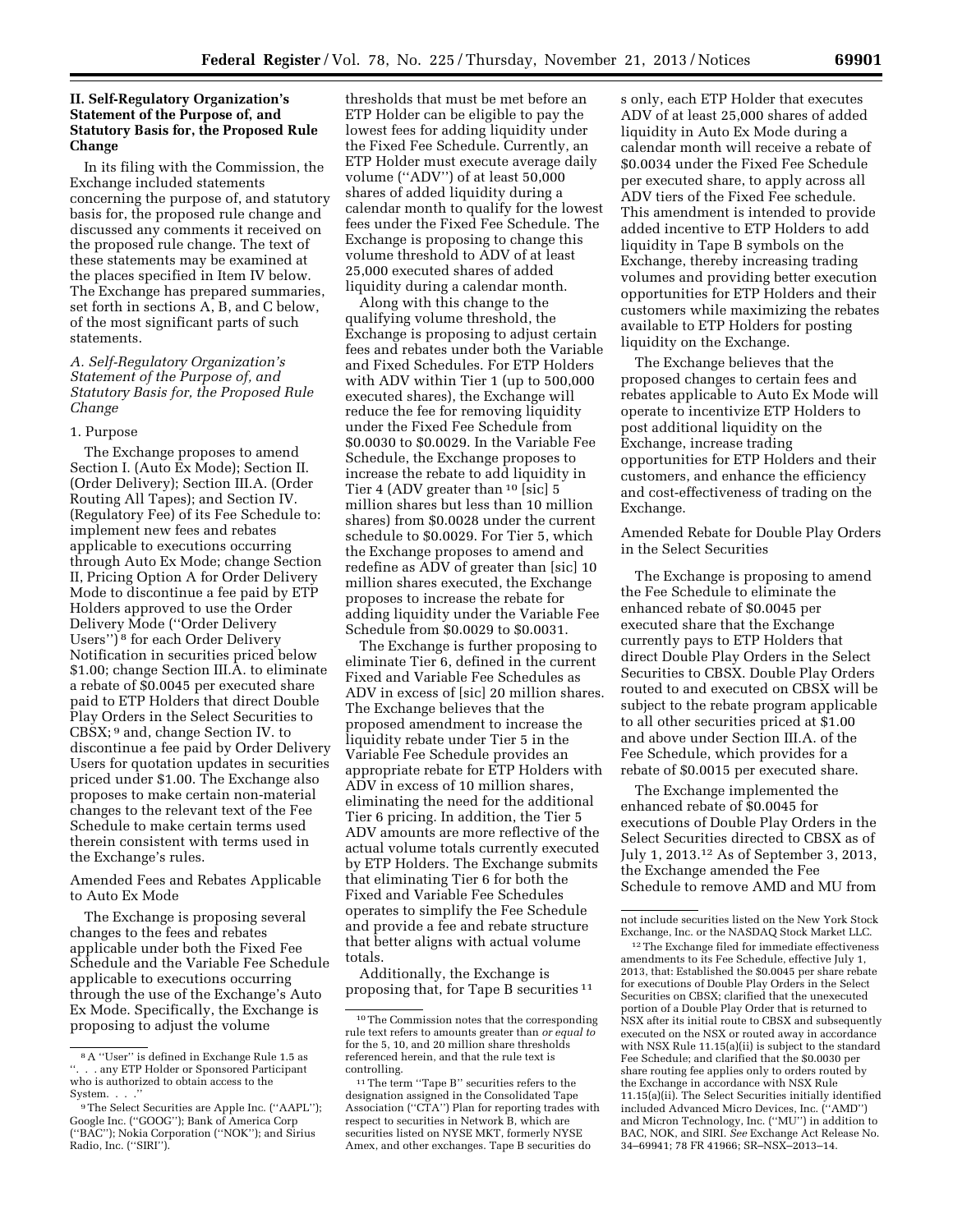## II. Self-Regulatory Organization's Statement of the Purpose of, and Statutory Basis for, the Proposed Rule Change

In its filing with the Commission, the Exchange included statements concerning the purpose of, and statutory basis for, the proposed rule change and discussed any comments it received on the proposed rule change. The text of these statements may be examined at the places specified in Item IV below. The Exchange has prepared summaries, set forth in sections A, B, and C below, of the most significant parts of such statements.

### *A. Self-Regulatory Organization's Statement of the Purpose of, and Statutory Basis for, the Proposed Rule Change*

#### 1. Purpose

The Exchange proposes to amend Section I. (Auto Ex Mode); Section II. (Order Delivery); Section III.A. (Order Routing All Tapes); and Section IV. (Regulatory Fee) of its Fee Schedule to: implement new fees and rebates applicable to executions occurring through Auto Ex Mode; change Section II, Pricing Option A for Order Delivery Mode to discontinue a fee paid by ETP Holders approved to use the Order Delivery Mode (''Order Delivery Users'') [8] for each Order Delivery Notification in securities priced below $1.00; change Section III.A. to eliminate a rebate of $0.0045 per executed share paid to ETP Holders that direct Double Play Orders in the Select Securities to CBSX; [9] and, change Section IV. to discontinue a fee paid by Order Delivery Users for quotation updates in securities priced under $1.00. The Exchange also proposes to make certain non-material changes to the relevant text of the Fee Schedule to make certain terms used therein consistent with terms used in the Exchange's rules.

Amended Fees and Rebates Applicable to Auto Ex Mode

The Exchange is proposing several changes to the fees and rebates applicable under both the Fixed Fee Schedule and the Variable Fee Schedule applicable to executions occurring through the use of the Exchange's Auto Ex Mode. Specifically, the Exchange is proposing to adjust the volume thresholds that must be met before an ETP Holder can be eligible to pay the lowest fees for adding liquidity under the Fixed Fee Schedule. Currently, an ETP Holder must execute average daily volume (''ADV'') of at least 50,000 shares of added liquidity during a calendar month to qualify for the lowest fees under the Fixed Fee Schedule. The Exchange is proposing to change this volume threshold to ADV of at least 25,000 executed shares of added liquidity during a calendar month.

Along with this change to the qualifying volume threshold, the Exchange is proposing to adjust certain fees and rebates under both the Variable and Fixed Schedules. For ETP Holders with ADV within Tier 1 (up to 500,000 executed shares), the Exchange will reduce the fee for removing liquidity under the Fixed Fee Schedule from $0.0030 to $0.0029. In the Variable Fee Schedule, the Exchange proposes to increase the rebate to add liquidity in Tier 4 (ADV greater than [10] [sic] 5 million shares but less than 10 million shares) from $0.0028 under the current schedule to $0.0029. For Tier 5, which the Exchange proposes to amend and redefine as ADV of greater than [sic] 10 million shares executed, the Exchange proposes to increase the rebate for adding liquidity under the Variable Fee Schedule from $0.0029 to $0.0031.

The Exchange is further proposing to eliminate Tier 6, defined in the current Fixed and Variable Fee Schedules as ADV in excess of [sic] 20 million shares. The Exchange believes that the proposed amendment to increase the liquidity rebate under Tier 5 in the Variable Fee Schedule provides an appropriate rebate for ETP Holders with ADV in excess of 10 million shares, eliminating the need for the additional Tier 6 pricing. In addition, the Tier 5 ADV amounts are more reflective of the actual volume totals currently executed by ETP Holders. The Exchange submits that eliminating Tier 6 for both the Fixed and Variable Fee Schedules operates to simplify the Fee Schedule and provide a fee and rebate structure that better aligns with actual volume totals.

Additionally, the Exchange is proposing that, for Tape B securities [11] only, each ETP Holder that executes ADV of at least 25,000 shares of added liquidity in Auto Ex Mode during a calendar month will receive a rebate of $0.0034 under the Fixed Fee Schedule per executed share, to apply across all ADV tiers of the Fixed Fee schedule. This amendment is intended to provide added incentive to ETP Holders to add liquidity in Tape B symbols on the Exchange, thereby increasing trading volumes and providing better execution opportunities for ETP Holders and their customers while maximizing the rebates available to ETP Holders for posting liquidity on the Exchange.

The Exchange believes that the proposed changes to certain fees and rebates applicable to Auto Ex Mode will operate to incentivize ETP Holders to post additional liquidity on the Exchange, increase trading opportunities for ETP Holders and their customers, and enhance the efficiency and cost-effectiveness of trading on the Exchange.

Amended Rebate for Double Play Orders in the Select Securities

The Exchange is proposing to amend the Fee Schedule to eliminate the enhanced rebate of $0.0045 per executed share that the Exchange currently pays to ETP Holders that direct Double Play Orders in the Select Securities to CBSX. Double Play Orders routed to and executed on CBSX will be subject to the rebate program applicable to all other securities priced at $1.00 and above under Section III.A. of the Fee Schedule, which provides for a rebate of $0.0015 per executed share.

The Exchange implemented the enhanced rebate of $0.0045 for executions of Double Play Orders in the Select Securities directed to CBSX as of July 1, 2013. [12] As of September 3, 2013, the Exchange amended the Fee Schedule to remove AMD and MU from

---

[8] A ''User'' is defined in Exchange Rule 1.5 as ''. . . any ETP Holder or Sponsored Participant who is authorized to obtain access to the System. . . .''

[9] The Select Securities are Apple Inc. (''AAPL''); Google Inc. (''GOOG''); Bank of America Corp (''BAC''); Nokia Corporation (''NOK''); and Sirius Radio, Inc. (''SIRI'').

[10] The Commission notes that the corresponding rule text refers to amounts greater than *or equal to* for the 5, 10, and 20 million share thresholds referenced herein, and that the rule text is controlling.

[11] The term ''Tape B'' securities refers to the designation assigned in the Consolidated Tape Association (''CTA'') Plan for reporting trades with respect to securities in Network B, which are securities listed on NYSE MKT, formerly NYSE Amex, and other exchanges. Tape B securities do not include securities listed on the New York Stock Exchange, Inc. or the NASDAQ Stock Market LLC.

[12] The Exchange filed for immediate effectiveness amendments to its Fee Schedule, effective July 1, 2013, that: Established the $0.0045 per share rebate for executions of Double Play Orders in the Select Securities on CBSX; clarified that the unexecuted portion of a Double Play Order that is returned to NSX after its initial route to CBSX and subsequently executed on the NSX or routed away in accordance with NSX Rule 11.15(a)(ii) is subject to the standard Fee Schedule; and clarified that the $0.0030 per share routing fee applies only to orders routed by the Exchange in accordance with NSX Rule 11.15(a)(ii). The Select Securities initially identified included Advanced Micro Devices, Inc. (''AMD'') and Micron Technology, Inc. (''MU'') in addition to BAC, NOK, and SIRI. *See* Exchange Act Release No. 34–69941; 78 FR 41966; SR–NSX–2013–14.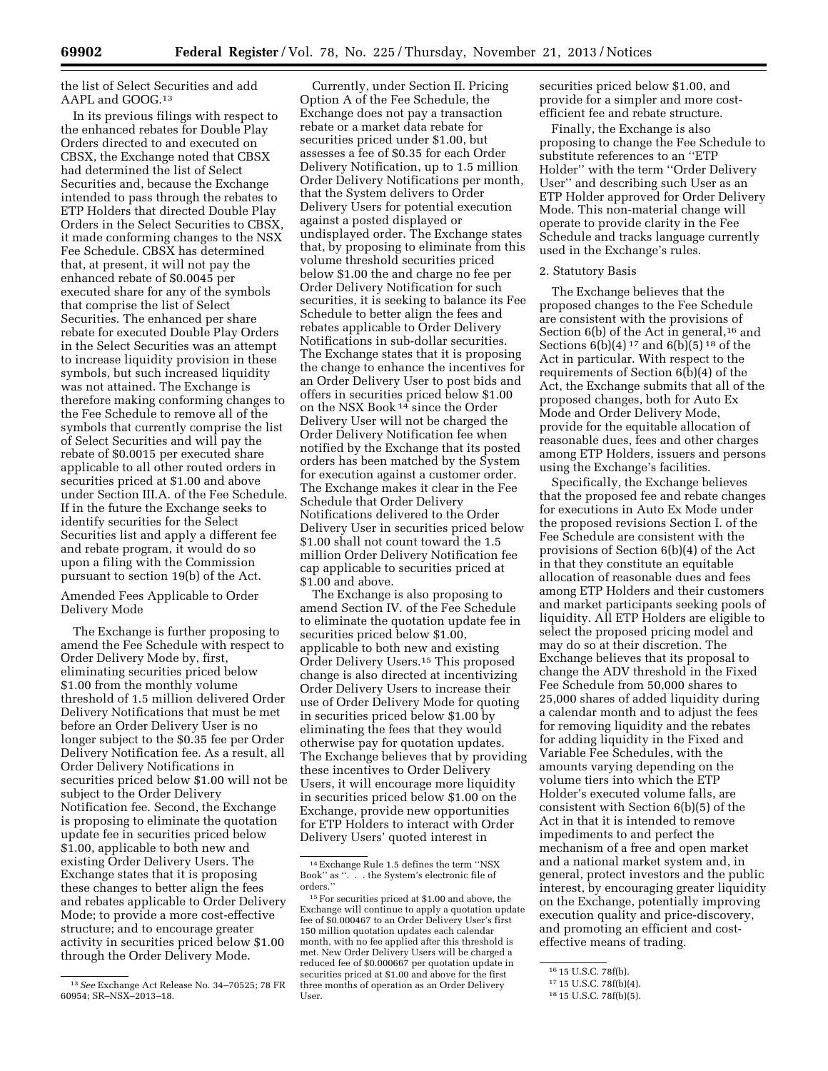the list of Select Securities and add AAPL and GOOG.[13]

In its previous filings with respect to the enhanced rebates for Double Play Orders directed to and executed on CBSX, the Exchange noted that CBSX had determined the list of Select Securities and, because the Exchange intended to pass through the rebates to ETP Holders that directed Double Play Orders in the Select Securities to CBSX, it made conforming changes to the NSX Fee Schedule. CBSX has determined that, at present, it will not pay the enhanced rebate of $0.0045 per executed share for any of the symbols that comprise the list of Select Securities. The enhanced per share rebate for executed Double Play Orders in the Select Securities was an attempt to increase liquidity provision in these symbols, but such increased liquidity was not attained. The Exchange is therefore making conforming changes to the Fee Schedule to remove all of the symbols that currently comprise the list of Select Securities and will pay the rebate of $0.0015 per executed share applicable to all other routed orders in securities priced at $1.00 and above under Section III.A. of the Fee Schedule. If in the future the Exchange seeks to identify securities for the Select Securities list and apply a different fee and rebate program, it would do so upon a filing with the Commission pursuant to section 19(b) of the Act.

Amended Fees Applicable to Order Delivery Mode

The Exchange is further proposing to amend the Fee Schedule with respect to Order Delivery Mode by, first, eliminating securities priced below $1.00 from the monthly volume threshold of 1.5 million delivered Order Delivery Notifications that must be met before an Order Delivery User is no longer subject to the $0.35 fee per Order Delivery Notification fee. As a result, all Order Delivery Notifications in securities priced below $1.00 will not be subject to the Order Delivery Notification fee. Second, the Exchange is proposing to eliminate the quotation update fee in securities priced below $1.00, applicable to both new and existing Order Delivery Users. The Exchange states that it is proposing these changes to better align the fees and rebates applicable to Order Delivery Mode; to provide a more cost-effective structure; and to encourage greater activity in securities priced below $1.00 through the Order Delivery Mode.

Currently, under Section II. Pricing Option A of the Fee Schedule, the Exchange does not pay a transaction rebate or a market data rebate for securities priced under $1.00, but assesses a fee of $0.35 for each Order Delivery Notification, up to 1.5 million Order Delivery Notifications per month, that the System delivers to Order Delivery Users for potential execution against a posted displayed or undisplayed order. The Exchange states that, by proposing to eliminate from this volume threshold securities priced below $1.00 the and charge no fee per Order Delivery Notification for such securities, it is seeking to balance its Fee Schedule to better align the fees and rebates applicable to Order Delivery Notifications in sub-dollar securities. The Exchange states that it is proposing the change to enhance the incentives for an Order Delivery User to post bids and offers in securities priced below $1.00 on the NSX Book[14] since the Order Delivery User will not be charged the Order Delivery Notification fee when notified by the Exchange that its posted orders has been matched by the System for execution against a customer order. The Exchange makes it clear in the Fee Schedule that Order Delivery Notifications delivered to the Order Delivery User in securities priced below $1.00 shall not count toward the 1.5 million Order Delivery Notification fee cap applicable to securities priced at $1.00 and above.

The Exchange is also proposing to amend Section IV. of the Fee Schedule to eliminate the quotation update fee in securities priced below $1.00, applicable to both new and existing Order Delivery Users.[15] This proposed change is also directed at incentivizing Order Delivery Users to increase their use of Order Delivery Mode for quoting in securities priced below $1.00 by eliminating the fees that they would otherwise pay for quotation updates. The Exchange believes that by providing these incentives to Order Delivery Users, it will encourage more liquidity in securities priced below $1.00 on the Exchange, provide new opportunities for ETP Holders to interact with Order Delivery Users' quoted interest in securities priced below $1.00, and provide for a simpler and more cost-efficient fee and rebate structure.

Finally, the Exchange is also proposing to change the Fee Schedule to substitute references to an ''ETP Holder'' with the term ''Order Delivery User'' and describing such User as an ETP Holder approved for Order Delivery Mode. This non-material change will operate to provide clarity in the Fee Schedule and tracks language currently used in the Exchange's rules.

2. Statutory Basis

The Exchange believes that the proposed changes to the Fee Schedule are consistent with the provisions of Section 6(b) of the Act in general,[16] and Sections 6(b)(4)[17] and 6(b)(5)[18] of the Act in particular. With respect to the requirements of Section 6(b)(4) of the Act, the Exchange submits that all of the proposed changes, both for Auto Ex Mode and Order Delivery Mode, provide for the equitable allocation of reasonable dues, fees and other charges among ETP Holders, issuers and persons using the Exchange's facilities.

Specifically, the Exchange believes that the proposed fee and rebate changes for executions in Auto Ex Mode under the proposed revisions Section I. of the Fee Schedule are consistent with the provisions of Section 6(b)(4) of the Act in that they constitute an equitable allocation of reasonable dues and fees among ETP Holders and their customers and market participants seeking pools of liquidity. All ETP Holders are eligible to select the proposed pricing model and may do so at their discretion. The Exchange believes that its proposal to change the ADV threshold in the Fixed Fee Schedule from 50,000 shares to 25,000 shares of added liquidity during a calendar month and to adjust the fees for removing liquidity and the rebates for adding liquidity in the Fixed and Variable Fee Schedules, with the amounts varying depending on the volume tiers into which the ETP Holder's executed volume falls, are consistent with Section 6(b)(5) of the Act in that it is intended to remove impediments to and perfect the mechanism of a free and open market and a national market system and, in general, protect investors and the public interest, by encouraging greater liquidity on the Exchange, potentially improving execution quality and price-discovery, and promoting an efficient and cost-effective means of trading.

---

[13] *See* Exchange Act Release No. 34–70525; 78 FR 60954; SR–NSX–2013–18.

[14] Exchange Rule 1.5 defines the term ''NSX Book'' as ''. . . the System's electronic file of orders.''

[15] For securities priced at $1.00 and above, the Exchange will continue to apply a quotation update fee of $0.000467 to an Order Delivery User's first 150 million quotation updates each calendar month, with no fee applied after this threshold is met. New Order Delivery Users will be charged a reduced fee of $0.000667 per quotation update in securities priced at $1.00 and above for the first three months of operation as an Order Delivery User.

[16] 15 U.S.C. 78f(b).

[17] 15 U.S.C. 78f(b)(4).

[18] 15 U.S.C. 78f(b)(5).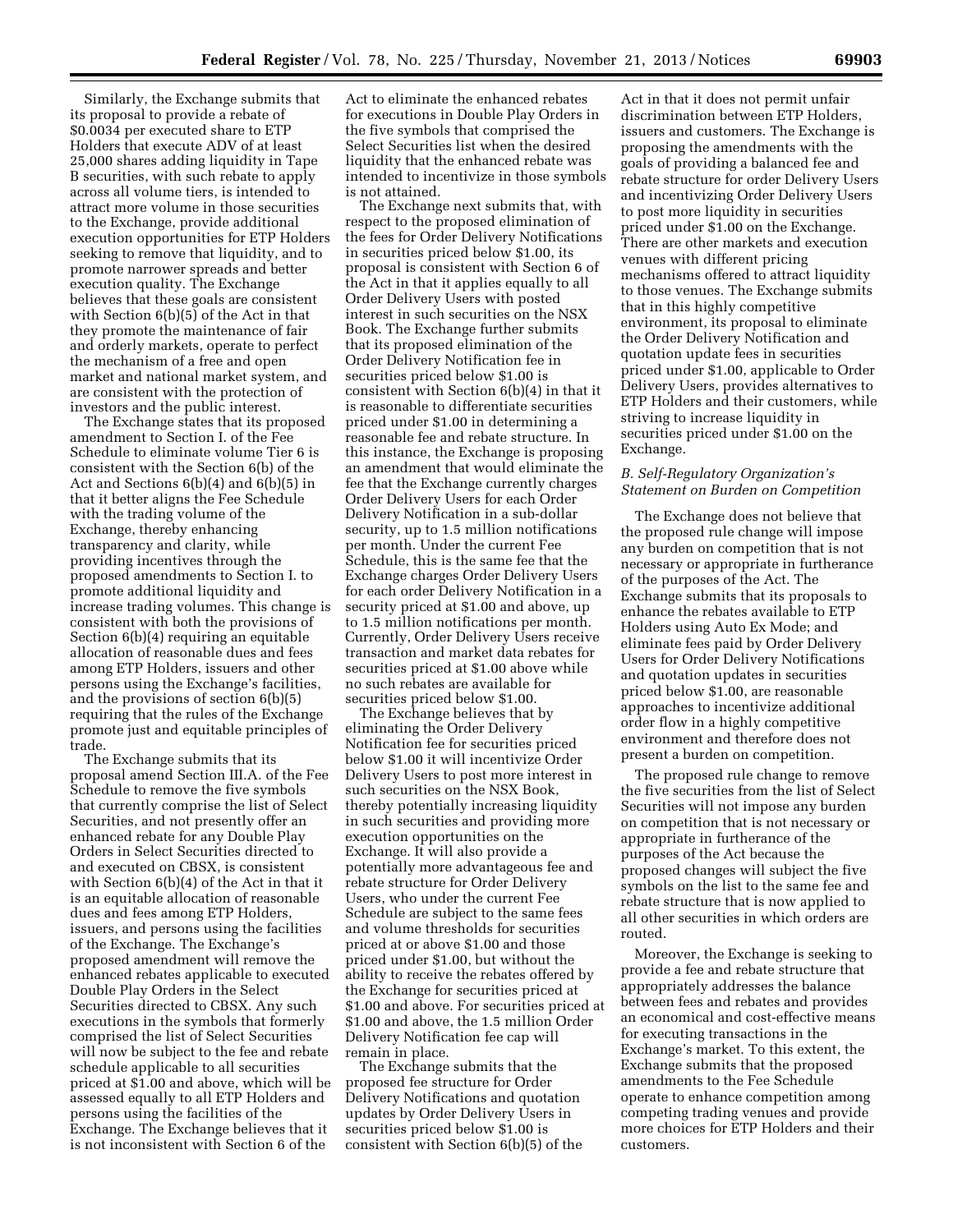Similarly, the Exchange submits that its proposal to provide a rebate of $0.0034 per executed share to ETP Holders that execute ADV of at least 25,000 shares adding liquidity in Tape B securities, with such rebate to apply across all volume tiers, is intended to attract more volume in those securities to the Exchange, provide additional execution opportunities for ETP Holders seeking to remove that liquidity, and to promote narrower spreads and better execution quality. The Exchange believes that these goals are consistent with Section 6(b)(5) of the Act in that they promote the maintenance of fair and orderly markets, operate to perfect the mechanism of a free and open market and national market system, and are consistent with the protection of investors and the public interest.

The Exchange states that its proposed amendment to Section I. of the Fee Schedule to eliminate volume Tier 6 is consistent with the Section 6(b) of the Act and Sections 6(b)(4) and 6(b)(5) in that it better aligns the Fee Schedule with the trading volume of the Exchange, thereby enhancing transparency and clarity, while providing incentives through the proposed amendments to Section I. to promote additional liquidity and increase trading volumes. This change is consistent with both the provisions of Section 6(b)(4) requiring an equitable allocation of reasonable dues and fees among ETP Holders, issuers and other persons using the Exchange's facilities, and the provisions of section 6(b)(5) requiring that the rules of the Exchange promote just and equitable principles of trade.

The Exchange submits that its proposal amend Section III.A. of the Fee Schedule to remove the five symbols that currently comprise the list of Select Securities, and not presently offer an enhanced rebate for any Double Play Orders in Select Securities directed to and executed on CBSX, is consistent with Section 6(b)(4) of the Act in that it is an equitable allocation of reasonable dues and fees among ETP Holders, issuers, and persons using the facilities of the Exchange. The Exchange's proposed amendment will remove the enhanced rebates applicable to executed Double Play Orders in the Select Securities directed to CBSX. Any such executions in the symbols that formerly comprised the list of Select Securities will now be subject to the fee and rebate schedule applicable to all securities priced at $1.00 and above, which will be assessed equally to all ETP Holders and persons using the facilities of the Exchange. The Exchange believes that it is not inconsistent with Section 6 of the Act to eliminate the enhanced rebates for executions in Double Play Orders in the five symbols that comprised the Select Securities list when the desired liquidity that the enhanced rebate was intended to incentivize in those symbols is not attained.

The Exchange next submits that, with respect to the proposed elimination of the fees for Order Delivery Notifications in securities priced below $1.00, its proposal is consistent with Section 6 of the Act in that it applies equally to all Order Delivery Users with posted interest in such securities on the NSX Book. The Exchange further submits that its proposed elimination of the Order Delivery Notification fee in securities priced below $1.00 is consistent with Section 6(b)(4) in that it is reasonable to differentiate securities priced under $1.00 in determining a reasonable fee and rebate structure. In this instance, the Exchange is proposing an amendment that would eliminate the fee that the Exchange currently charges Order Delivery Users for each Order Delivery Notification in a sub-dollar security, up to 1.5 million notifications per month. Under the current Fee Schedule, this is the same fee that the Exchange charges Order Delivery Users for each order Delivery Notification in a security priced at $1.00 and above, up to 1.5 million notifications per month. Currently, Order Delivery Users receive transaction and market data rebates for securities priced at $1.00 above while no such rebates are available for securities priced below $1.00.

The Exchange believes that by eliminating the Order Delivery Notification fee for securities priced below $1.00 it will incentivize Order Delivery Users to post more interest in such securities on the NSX Book, thereby potentially increasing liquidity in such securities and providing more execution opportunities on the Exchange. It will also provide a potentially more advantageous fee and rebate structure for Order Delivery Users, who under the current Fee Schedule are subject to the same fees and volume thresholds for securities priced at or above $1.00 and those priced under $1.00, but without the ability to receive the rebates offered by the Exchange for securities priced at $1.00 and above. For securities priced at $1.00 and above, the 1.5 million Order Delivery Notification fee cap will remain in place.

The Exchange submits that the proposed fee structure for Order Delivery Notifications and quotation updates by Order Delivery Users in securities priced below $1.00 is consistent with Section 6(b)(5) of the Act in that it does not permit unfair discrimination between ETP Holders, issuers and customers. The Exchange is proposing the amendments with the goals of providing a balanced fee and rebate structure for order Delivery Users and incentivizing Order Delivery Users to post more liquidity in securities priced under $1.00 on the Exchange. There are other markets and execution venues with different pricing mechanisms offered to attract liquidity to those venues. The Exchange submits that in this highly competitive environment, its proposal to eliminate the Order Delivery Notification and quotation update fees in securities priced under $1.00, applicable to Order Delivery Users, provides alternatives to ETP Holders and their customers, while striving to increase liquidity in securities priced under $1.00 on the Exchange.

### *B. Self-Regulatory Organization's Statement on Burden on Competition*

The Exchange does not believe that the proposed rule change will impose any burden on competition that is not necessary or appropriate in furtherance of the purposes of the Act. The Exchange submits that its proposals to enhance the rebates available to ETP Holders using Auto Ex Mode; and eliminate fees paid by Order Delivery Users for Order Delivery Notifications and quotation updates in securities priced below $1.00, are reasonable approaches to incentivize additional order flow in a highly competitive environment and therefore does not present a burden on competition.

The proposed rule change to remove the five securities from the list of Select Securities will not impose any burden on competition that is not necessary or appropriate in furtherance of the purposes of the Act because the proposed changes will subject the five symbols on the list to the same fee and rebate structure that is now applied to all other securities in which orders are routed.

Moreover, the Exchange is seeking to provide a fee and rebate structure that appropriately addresses the balance between fees and rebates and provides an economical and cost-effective means for executing transactions in the Exchange's market. To this extent, the Exchange submits that the proposed amendments to the Fee Schedule operate to enhance competition among competing trading venues and provide more choices for ETP Holders and their customers.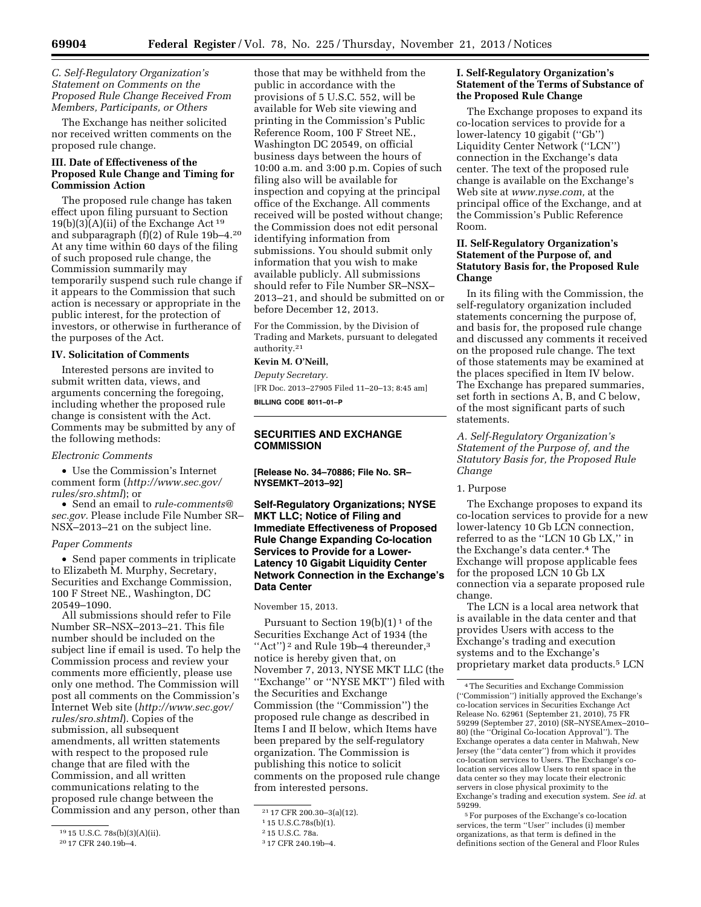*C. Self-Regulatory Organization's Statement on Comments on the Proposed Rule Change Received From Members, Participants, or Others*

The Exchange has neither solicited nor received written comments on the proposed rule change.

### III. Date of Effectiveness of the Proposed Rule Change and Timing for Commission Action

The proposed rule change has taken effect upon filing pursuant to Section 19(b)(3)(A)(ii) of the Exchange Act [19] and subparagraph (f)(2) of Rule 19b–4.[20] At any time within 60 days of the filing of such proposed rule change, the Commission summarily may temporarily suspend such rule change if it appears to the Commission that such action is necessary or appropriate in the public interest, for the protection of investors, or otherwise in furtherance of the purposes of the Act.

### IV. Solicitation of Comments

Interested persons are invited to submit written data, views, and arguments concerning the foregoing, including whether the proposed rule change is consistent with the Act. Comments may be submitted by any of the following methods:

*Electronic Comments*

- Use the Commission's Internet comment form (*http://www.sec.gov/rules/sro.shtml*); or
- Send an email to *rule-comments@sec.gov.* Please include File Number SR–NSX–2013–21 on the subject line.

*Paper Comments*

- Send paper comments in triplicate to Elizabeth M. Murphy, Secretary, Securities and Exchange Commission, 100 F Street NE., Washington, DC 20549–1090.

All submissions should refer to File Number SR–NSX–2013–21. This file number should be included on the subject line if email is used. To help the Commission process and review your comments more efficiently, please use only one method. The Commission will post all comments on the Commission's Internet Web site (*http://www.sec.gov/rules/sro.shtml*). Copies of the submission, all subsequent amendments, all written statements with respect to the proposed rule change that are filed with the Commission, and all written communications relating to the proposed rule change between the Commission and any person, other than those that may be withheld from the public in accordance with the provisions of 5 U.S.C. 552, will be available for Web site viewing and printing in the Commission's Public Reference Room, 100 F Street NE., Washington DC 20549, on official business days between the hours of 10:00 a.m. and 3:00 p.m. Copies of such filing also will be available for inspection and copying at the principal office of the Exchange. All comments received will be posted without change; the Commission does not edit personal identifying information from submissions. You should submit only information that you wish to make available publicly. All submissions should refer to File Number SR–NSX–2013–21, and should be submitted on or before December 12, 2013.

For the Commission, by the Division of Trading and Markets, pursuant to delegated authority.[21]

**Kevin M. O'Neill,**

*Deputy Secretary.*

[FR Doc. 2013–27905 Filed 11–20–13; 8:45 am]

**BILLING CODE 8011–01–P**

[19] 15 U.S.C. 78s(b)(3)(A)(ii).

[20] 17 CFR 240.19b–4.

[21] 17 CFR 200.30–3(a)(12).

---

## SECURITIES AND EXCHANGE COMMISSION

**[Release No. 34–70886; File No. SR–NYSEMKT–2013–92]**

## Self-Regulatory Organizations; NYSE MKT LLC; Notice of Filing and Immediate Effectiveness of Proposed Rule Change Expanding Co-location Services to Provide for a Lower-Latency 10 Gigabit Liquidity Center Network Connection in the Exchange's Data Center

November 15, 2013.

Pursuant to Section 19(b)(1) [1] of the Securities Exchange Act of 1934 (the "Act") [2] and Rule 19b–4 thereunder,[3] notice is hereby given that, on November 7, 2013, NYSE MKT LLC (the "Exchange" or "NYSE MKT") filed with the Securities and Exchange Commission (the "Commission") the proposed rule change as described in Items I and II below, which Items have been prepared by the self-regulatory organization. The Commission is publishing this notice to solicit comments on the proposed rule change from interested persons.

### I. Self-Regulatory Organization's Statement of the Terms of Substance of the Proposed Rule Change

The Exchange proposes to expand its co-location services to provide for a lower-latency 10 gigabit ("Gb") Liquidity Center Network ("LCN") connection in the Exchange's data center. The text of the proposed rule change is available on the Exchange's Web site at *www.nyse.com,* at the principal office of the Exchange, and at the Commission's Public Reference Room.

### II. Self-Regulatory Organization's Statement of the Purpose of, and Statutory Basis for, the Proposed Rule Change

In its filing with the Commission, the self-regulatory organization included statements concerning the purpose of, and basis for, the proposed rule change and discussed any comments it received on the proposed rule change. The text of those statements may be examined at the places specified in Item IV below. The Exchange has prepared summaries, set forth in sections A, B, and C below, of the most significant parts of such statements.

*A. Self-Regulatory Organization's Statement of the Purpose of, and the Statutory Basis for, the Proposed Rule Change*

1. Purpose

The Exchange proposes to expand its co-location services to provide for a new lower-latency 10 Gb LCN connection, referred to as the "LCN 10 Gb LX," in the Exchange's data center.[4] The Exchange will propose applicable fees for the proposed LCN 10 Gb LX connection via a separate proposed rule change.

The LCN is a local area network that is available in the data center and that provides Users with access to the Exchange's trading and execution systems and to the Exchange's proprietary market data products.[5] LCN

[1] 15 U.S.C.78s(b)(1).

[2] 15 U.S.C. 78a.

[3] 17 CFR 240.19b–4.

[4] The Securities and Exchange Commission ("Commission") initially approved the Exchange's co-location services in Securities Exchange Act Release No. 62961 (September 21, 2010), 75 FR 59299 (September 27, 2010) (SR–NYSEAmex–2010–80) (the "Original Co-location Approval"). The Exchange operates a data center in Mahwah, New Jersey (the "data center") from which it provides co-location services to Users. The Exchange's co-location services allow Users to rent space in the data center so they may locate their electronic servers in close physical proximity to the Exchange's trading and execution system. *See id.* at 59299.

[5] For purposes of the Exchange's co-location services, the term "User" includes (i) member organizations, as that term is defined in the definitions section of the General and Floor Rules